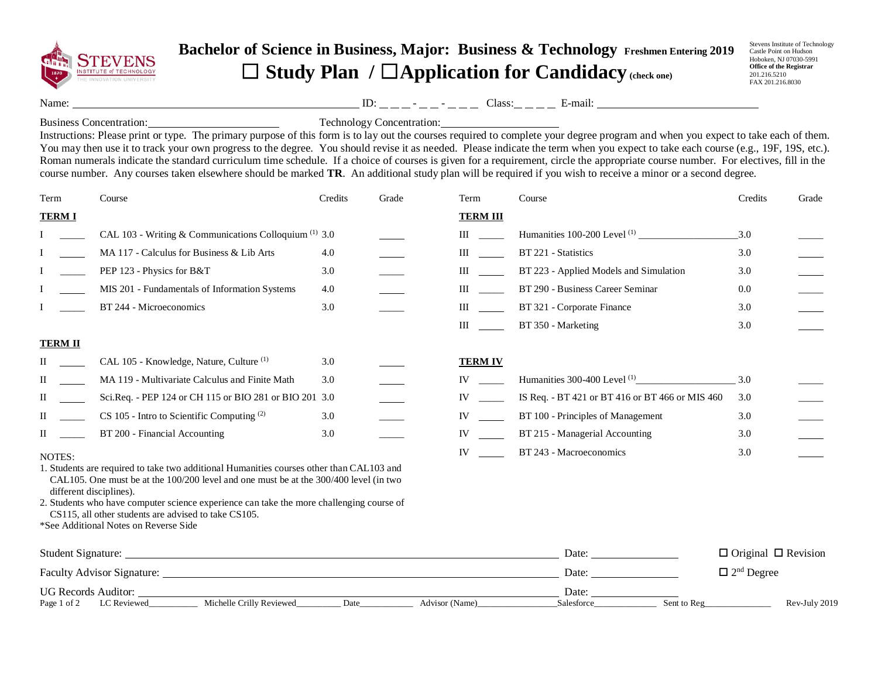# Bachelor of Science in Business, Major: Business & Technology Freshmen Entering 2019

## ☐ Study Plan / ☐ Application for Candidacy (check one)

Stevens Institute of Technology
Castle Point on Hudson
Hoboken, NJ 07030-5991
**Office of the Registrar**
201.216.5210
FAX 201.216.8030

Name: ______________________ ID: _ _ _ - _ _ - _ _ _ Class: _ _ _ _ E-mail: ______________________

Business Concentration: ______________________ Technology Concentration: ______________________

Instructions: Please print or type. The primary purpose of this form is to lay out the courses required to complete your degree program and when you expect to take each of them. You may then use it to track your own progress to the degree. You should revise it as needed. Please indicate the term when you expect to take each course (e.g., 19F, 19S, etc.). Roman numerals indicate the standard curriculum time schedule. If a choice of courses is given for a requirement, circle the appropriate course number. For electives, fill in the course number. Any courses taken elsewhere should be marked **TR**. An additional study plan will be required if you wish to receive a minor or a second degree.

| Term | | Course | Credits | Grade |
|---|---|---|---|---|
| **TERM I** | | | | |
| I | _____ | CAL 103 - Writing & Communications Colloquium [1] | 3.0 | _____ |
| I | _____ | MA 117 - Calculus for Business & Lib Arts | 4.0 | _____ |
| I | _____ | PEP 123 - Physics for B&T | 3.0 | _____ |
| I | _____ | MIS 201 - Fundamentals of Information Systems | 4.0 | _____ |
| I | _____ | BT 244 - Microeconomics | 3.0 | _____ |
| **TERM II** | | | | |
| II | _____ | CAL 105 - Knowledge, Nature, Culture [1] | 3.0 | _____ |
| II | _____ | MA 119 - Multivariate Calculus and Finite Math | 3.0 | _____ |
| II | _____ | Sci.Req. - PEP 124 or CH 115 or BIO 281 or BIO 201 | 3.0 | _____ |
| II | _____ | CS 105 - Intro to Scientific Computing [2] | 3.0 | _____ |
| II | _____ | BT 200 - Financial Accounting | 3.0 | _____ |
| **TERM III** | | | | |
| III | _____ | Humanities 100-200 Level [1] ______________ | 3.0 | _____ |
| III | _____ | BT 221 - Statistics | 3.0 | _____ |
| III | _____ | BT 223 - Applied Models and Simulation | 3.0 | _____ |
| III | _____ | BT 290 - Business Career Seminar | 0.0 | _____ |
| III | _____ | BT 321 - Corporate Finance | 3.0 | _____ |
| III | _____ | BT 350 - Marketing | 3.0 | _____ |
| **TERM IV** | | | | |
| IV | _____ | Humanities 300-400 Level [1] ______________ | 3.0 | _____ |
| IV | _____ | IS Req. - BT 421 or BT 416 or BT 466 or MIS 460 | 3.0 | _____ |
| IV | _____ | BT 100 - Principles of Management | 3.0 | _____ |
| IV | _____ | BT 215 - Managerial Accounting | 3.0 | _____ |
| IV | _____ | BT 243 - Macroeconomics | 3.0 | _____ |

NOTES:

1. Students are required to take two additional Humanities courses other than CAL103 and CAL105. One must be at the 100/200 level and one must be at the 300/400 level (in two different disciplines).
2. Students who have computer science experience can take the more challenging course of CS115, all other students are advised to take CS105.

*See Additional Notes on Reverse Side

Student Signature: ______________________ Date: ____________ ☐ Original ☐ Revision

Faculty Advisor Signature: ______________________ Date: ____________ ☐ 2nd Degree

UG Records Auditor: ______________________ Date: ____________

LC Reviewed__________ Michelle Crilly Reviewed_________ Date___________ Advisor (Name)________________ Salesforce_____________ Sent to Reg______________ Rev-July 2019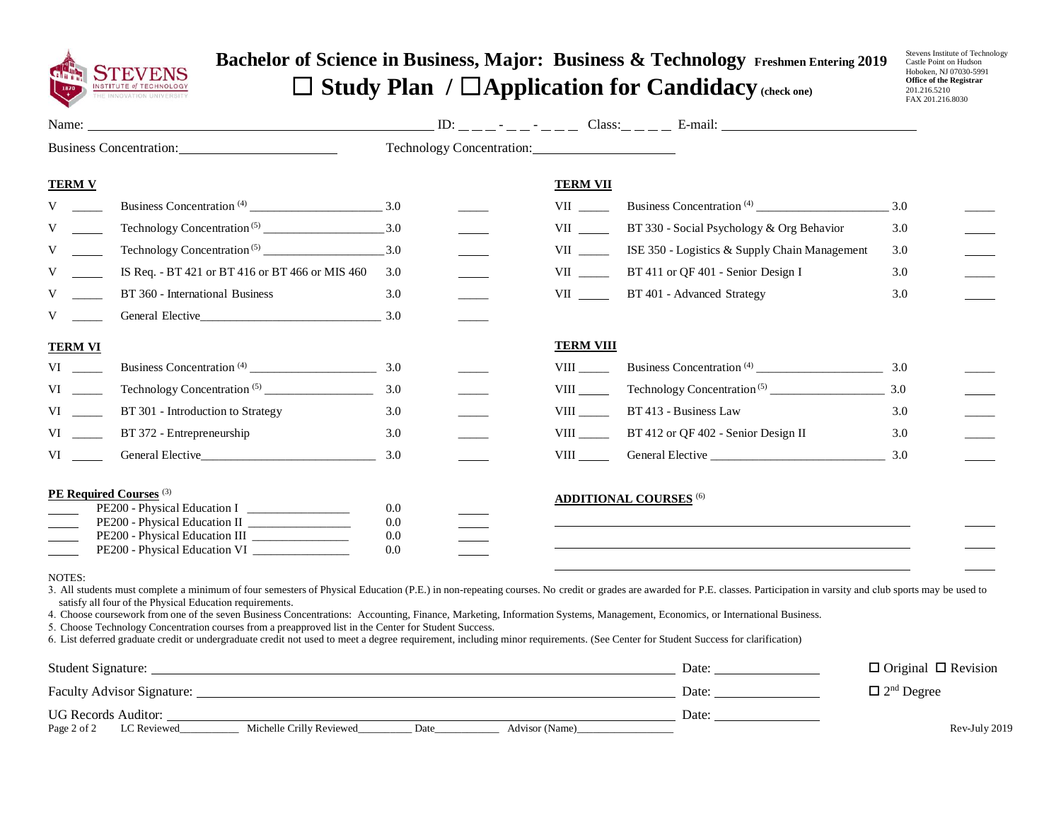# Bachelor of Science in Business, Major: Business & Technology Freshmen Entering 2019

## ☐ Study Plan / ☐ Application for Candidacy (check one)

Stevens Institute of Technology
Castle Point on Hudson
Hoboken, NJ 07030-5991
**Office of the Registrar**
201.216.5210
FAX 201.216.8030

Name: ____________________ ID: _ _ _ - _ _ - _ _ _ Class: _ _ _ _ E-mail: ____________________

Business Concentration: ____________________ Technology Concentration: ____________________

### TERM V

| | | | |
|---|---|---|---|
| V _____ | Business Concentration [4] ____________ | 3.0 | _____ |
| V _____ | Technology Concentration [5] ____________ | 3.0 | _____ |
| V _____ | Technology Concentration [5] ____________ | 3.0 | _____ |
| V _____ | IS Req. - BT 421 or BT 416 or BT 466 or MIS 460 | 3.0 | _____ |
| V _____ | BT 360 - International Business | 3.0 | _____ |
| V _____ | General Elective____________ | 3.0 | _____ |

### TERM VI

| | | | |
|---|---|---|---|
| VI _____ | Business Concentration [4] ____________ | 3.0 | _____ |
| VI _____ | Technology Concentration [5] ____________ | 3.0 | _____ |
| VI _____ | BT 301 - Introduction to Strategy | 3.0 | _____ |
| VI _____ | BT 372 - Entrepreneurship | 3.0 | _____ |
| VI _____ | General Elective____________ | 3.0 | _____ |

### TERM VII

| | | | |
|---|---|---|---|
| VII _____ | Business Concentration [4] ____________ | 3.0 | _____ |
| VII _____ | BT 330 - Social Psychology & Org Behavior | 3.0 | _____ |
| VII _____ | ISE 350 - Logistics & Supply Chain Management | 3.0 | _____ |
| VII _____ | BT 411 or QF 401 - Senior Design I | 3.0 | _____ |
| VII _____ | BT 401 - Advanced Strategy | 3.0 | _____ |

### TERM VIII

| | | | |
|---|---|---|---|
| VIII _____ | Business Concentration [4] ____________ | 3.0 | _____ |
| VIII _____ | Technology Concentration [5] ____________ | 3.0 | _____ |
| VIII _____ | BT 413 - Business Law | 3.0 | _____ |
| VIII _____ | BT 412 or QF 402 - Senior Design II | 3.0 | _____ |
| VIII _____ | General Elective ____________ | 3.0 | _____ |

### PE Required Courses [3]

| | | | |
|---|---|---|---|
| _____ | PE200 - Physical Education I ____________ | 0.0 | _____ |
| _____ | PE200 - Physical Education II ____________ | 0.0 | _____ |
| _____ | PE200 - Physical Education III ____________ | 0.0 | _____ |
| _____ | PE200 - Physical Education VI ____________ | 0.0 | _____ |

### ADDITIONAL COURSES [6]

____________________________________ _____

____________________________________ _____

____________________________________ _____

NOTES:

3. All students must complete a minimum of four semesters of Physical Education (P.E.) in non-repeating courses. No credit or grades are awarded for P.E. classes. Participation in varsity and club sports may be used to satisfy all four of the Physical Education requirements.
4. Choose coursework from one of the seven Business Concentrations: Accounting, Finance, Marketing, Information Systems, Management, Economics, or International Business.
5. Choose Technology Concentration courses from a preapproved list in the Center for Student Success.
6. List deferred graduate credit or undergraduate credit not used to meet a degree requirement, including minor requirements. (See Center for Student Success for clarification)

Student Signature: ____________________ Date: __________ ☐ Original ☐ Revision

Faculty Advisor Signature: ____________________ Date: __________ ☐ 2nd Degree

UG Records Auditor: ____________________ Date: __________

LC Reviewed__________ Michelle Crilly Reviewed__________ Date__________ Advisor (Name)__________

Rev-July 2019